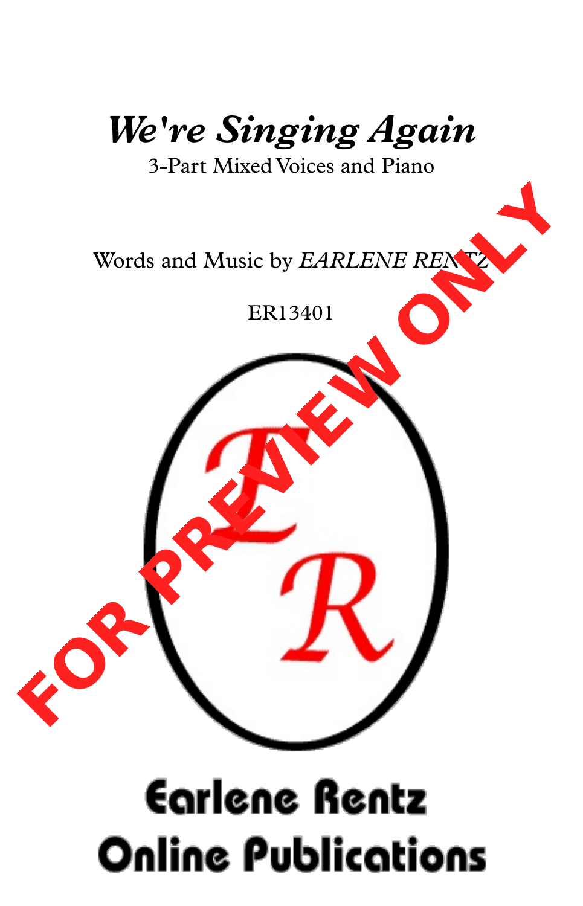# *We're Singing Again*

3-Part Mixed Voices and Piano

Words and Music by *EARLENE RENTZ*

ER13401

FOR PREVIEW ONLY

Earlene Rentz Online Publications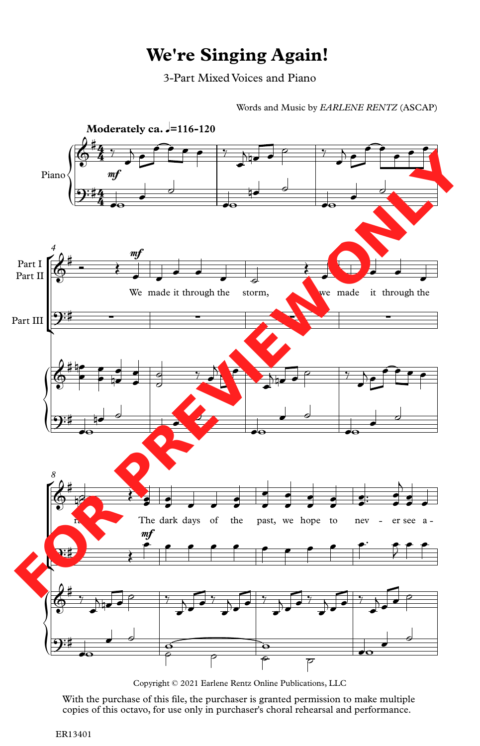# We're Singing Again!

3-Part Mixed Voices and Piano

Words and Music by *EARLENE RENTZ* (ASCAP)

**Moderately ca. ♩=116-120**

Copyright © 2021 Earlene Rentz Online Publications, LLC

With the purchase of this file, the purchaser is granted permission to make multiple copies of this octavo, for use only in purchaser's choral rehearsal and performance.

ER13401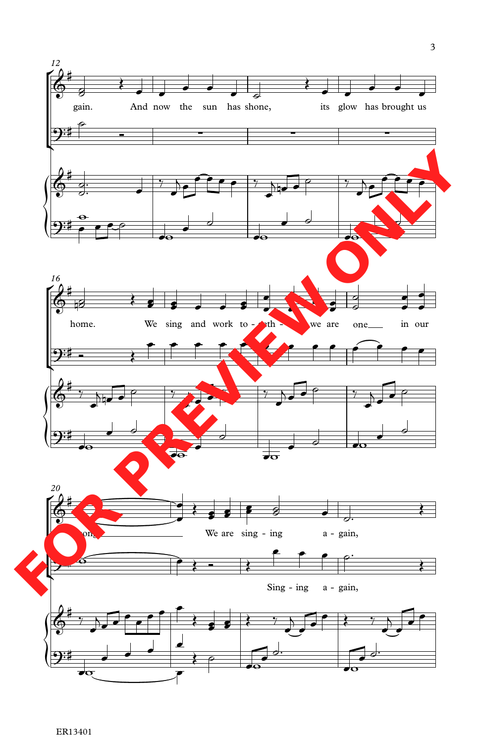gain. And now the sun has shone, its glow has brought us

home. We sing and work to - geth - er we are one___ in our

song___ We are sing - ing a - gain,

Sing - ing a - gain,

FOR PREVIEW ONLY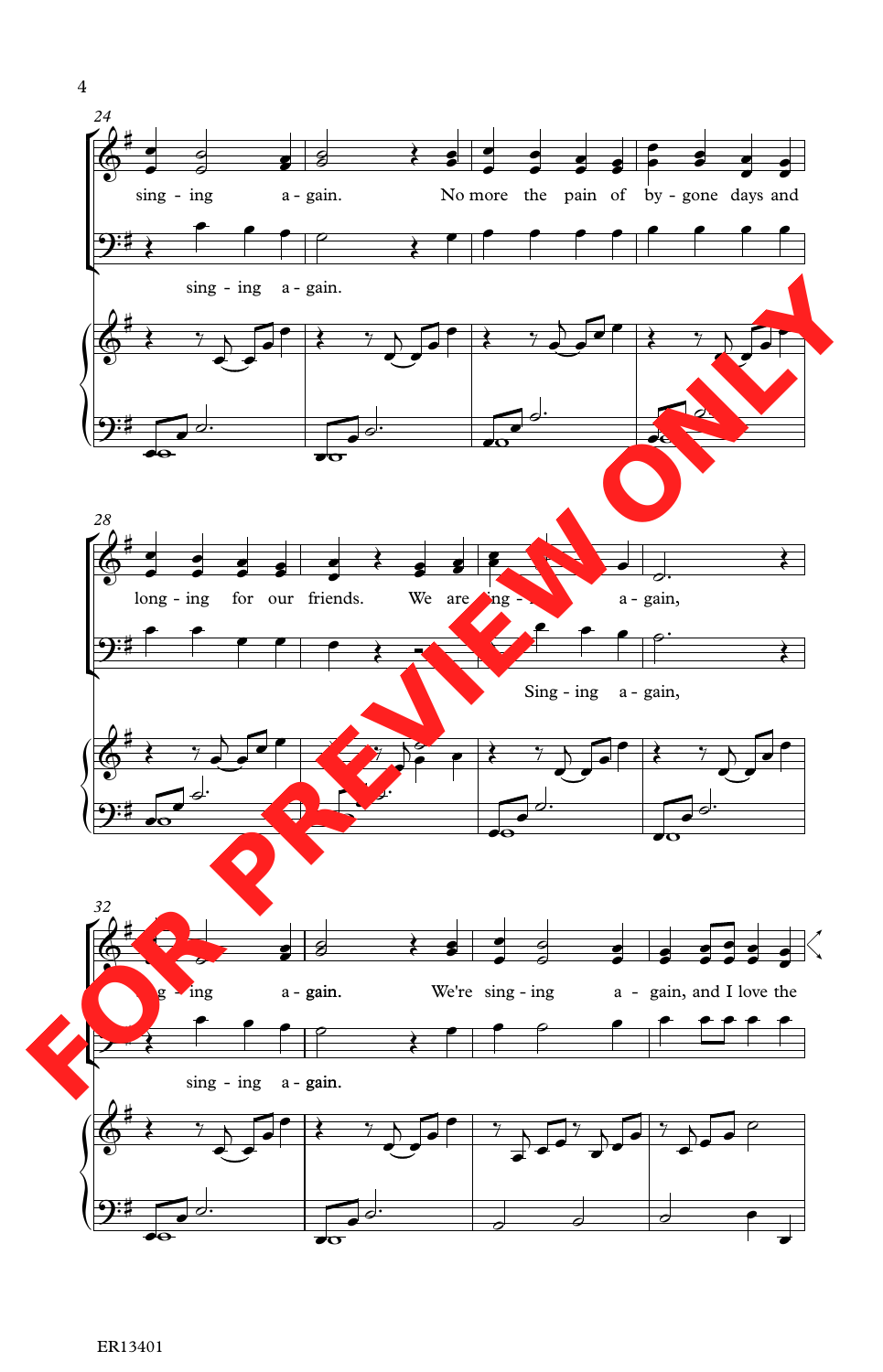sing - ing a - gain. No more the pain of by - gone days and

sing - ing a - gain.

long - ing for our friends. We are sing - ing a - gain,

Sing - ing a - gain,

sing - ing a - gain. We're sing - ing a - gain, and I love the

sing - ing a - gain.

FOR PREVIEW ONLY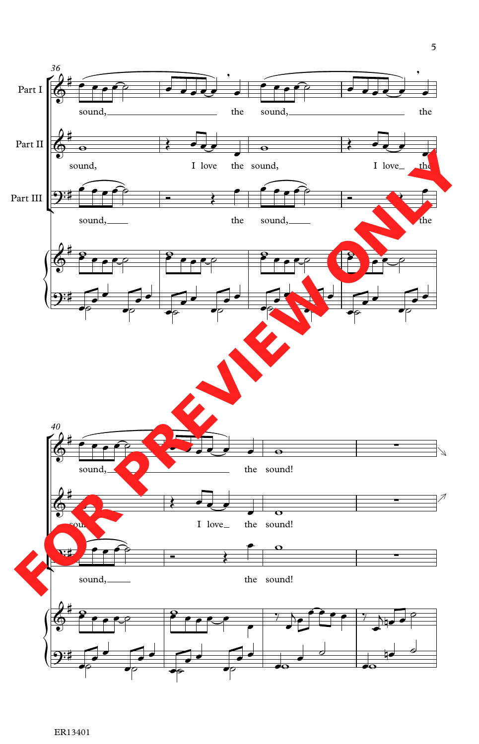Part I

Part II

Part III

sound, the sound, the

sound, I love the sound, I love_ the

sound,_ the sound,_ the

sound, the sound!

sound, I love_ the sound!

sound,_ the sound!

FOR PREVIEW ONLY

ER13401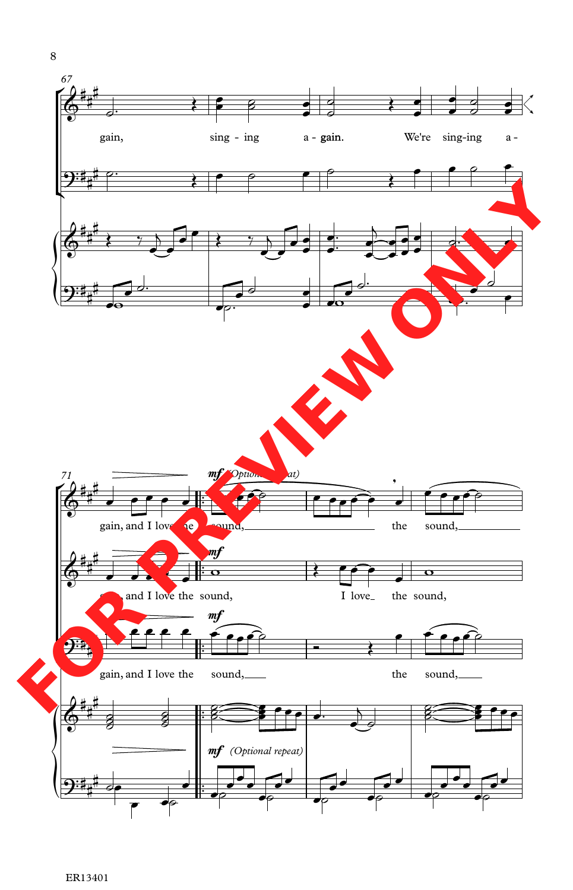67

gain, sing - ing a - gain. We're sing-ing a -

71

*mf* (Optional repeat)

gain, and I love the sound, the sound,

gain, and I love the sound, I love the sound,

gain, and I love the sound, the sound,

*mf* (Optional repeat)

FOR PREVIEW ONLY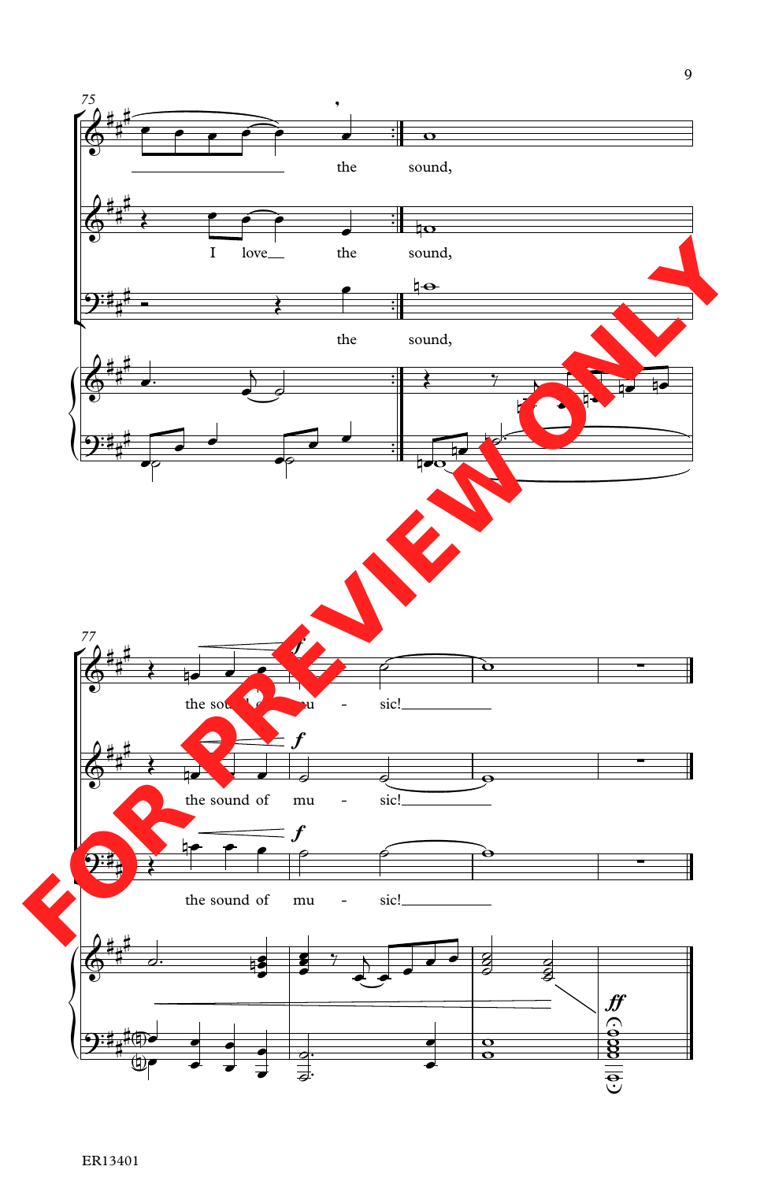75

the sound,

I love the sound,

the sound,

77

the sound of mu - sic!

the sound of mu - sic!

the sound of mu - sic!

FOR PREVIEW ONLY